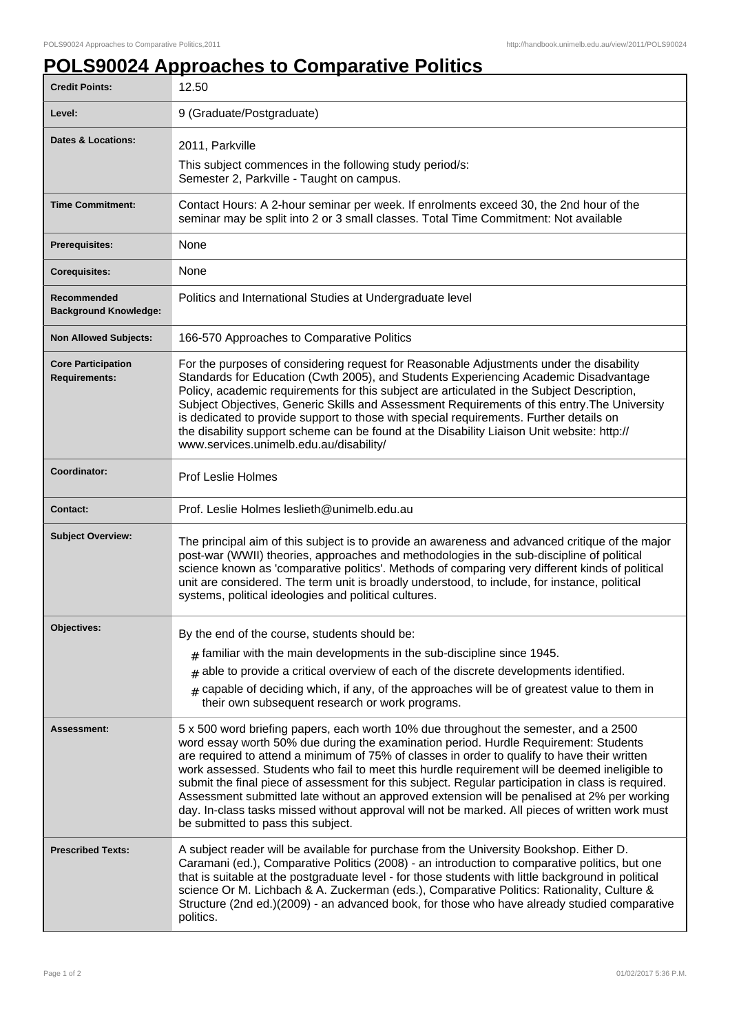# POLS90024 Approaches to Comparative Politics

| | |
|---|---|
| **Credit Points:** | 12.50 |
| **Level:** | 9 (Graduate/Postgraduate) |
| **Dates & Locations:** | 2011, Parkville<br>This subject commences in the following study period/s:<br>Semester 2, Parkville - Taught on campus. |
| **Time Commitment:** | Contact Hours: A 2-hour seminar per week. If enrolments exceed 30, the 2nd hour of the seminar may be split into 2 or 3 small classes. Total Time Commitment: Not available |
| **Prerequisites:** | None |
| **Corequisites:** | None |
| **Recommended Background Knowledge:** | Politics and International Studies at Undergraduate level |
| **Non Allowed Subjects:** | 166-570 Approaches to Comparative Politics |
| **Core Participation Requirements:** | For the purposes of considering request for Reasonable Adjustments under the disability Standards for Education (Cwth 2005), and Students Experiencing Academic Disadvantage Policy, academic requirements for this subject are articulated in the Subject Description, Subject Objectives, Generic Skills and Assessment Requirements of this entry.The University is dedicated to provide support to those with special requirements. Further details on the disability support scheme can be found at the Disability Liaison Unit website: http://www.services.unimelb.edu.au/disability/ |
| **Coordinator:** | Prof Leslie Holmes |
| **Contact:** | Prof. Leslie Holmes leslieth@unimelb.edu.au |
| **Subject Overview:** | The principal aim of this subject is to provide an awareness and advanced critique of the major post-war (WWII) theories, approaches and methodologies in the sub-discipline of political science known as 'comparative politics'. Methods of comparing very different kinds of political unit are considered. The term unit is broadly understood, to include, for instance, political systems, political ideologies and political cultures. |
| **Objectives:** | By the end of the course, students should be:<br># familiar with the main developments in the sub-discipline since 1945.<br># able to provide a critical overview of each of the discrete developments identified.<br># capable of deciding which, if any, of the approaches will be of greatest value to them in their own subsequent research or work programs. |
| **Assessment:** | 5 x 500 word briefing papers, each worth 10% due throughout the semester, and a 2500 word essay worth 50% due during the examination period. Hurdle Requirement: Students are required to attend a minimum of 75% of classes in order to qualify to have their written work assessed. Students who fail to meet this hurdle requirement will be deemed ineligible to submit the final piece of assessment for this subject. Regular participation in class is required. Assessment submitted late without an approved extension will be penalised at 2% per working day. In-class tasks missed without approval will not be marked. All pieces of written work must be submitted to pass this subject. |
| **Prescribed Texts:** | A subject reader will be available for purchase from the University Bookshop. Either D. Caramani (ed.), Comparative Politics (2008) - an introduction to comparative politics, but one that is suitable at the postgraduate level - for those students with little background in political science Or M. Lichbach & A. Zuckerman (eds.), Comparative Politics: Rationality, Culture & Structure (2nd ed.)(2009) - an advanced book, for those who have already studied comparative politics. |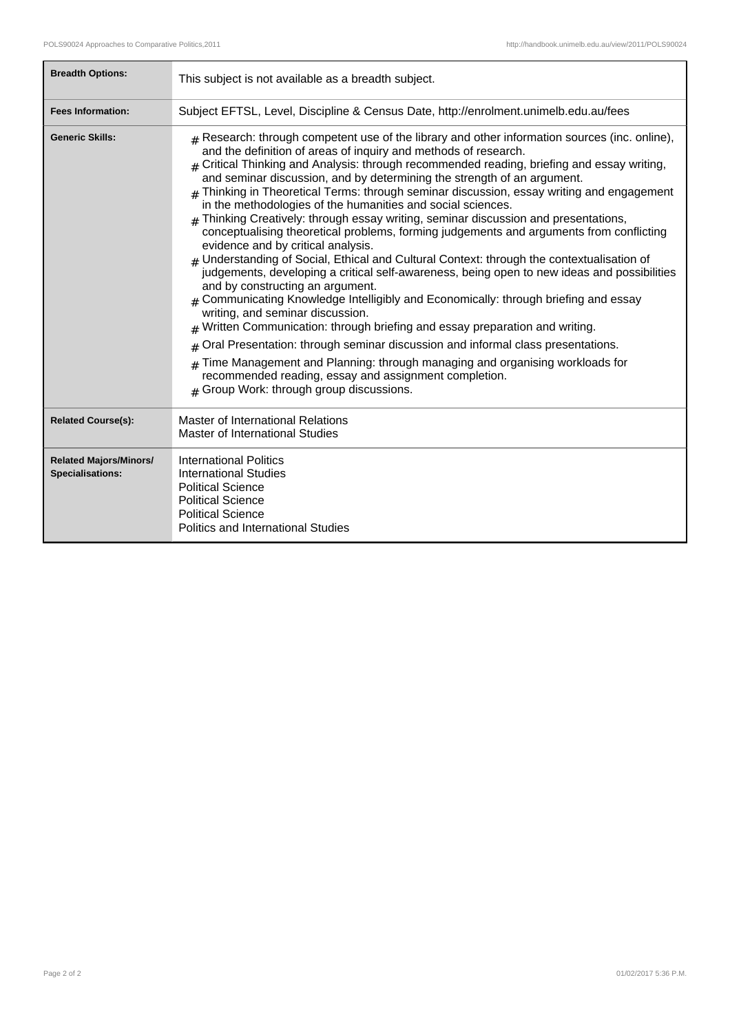| | |
|---|---|
| **Breadth Options:** | This subject is not available as a breadth subject. |
| **Fees Information:** | Subject EFTSL, Level, Discipline & Census Date, http://enrolment.unimelb.edu.au/fees |
| **Generic Skills:** | # Research: through competent use of the library and other information sources (inc. online), and the definition of areas of inquiry and methods of research.<br># Critical Thinking and Analysis: through recommended reading, briefing and essay writing, and seminar discussion, and by determining the strength of an argument.<br># Thinking in Theoretical Terms: through seminar discussion, essay writing and engagement in the methodologies of the humanities and social sciences.<br># Thinking Creatively: through essay writing, seminar discussion and presentations, conceptualising theoretical problems, forming judgements and arguments from conflicting evidence and by critical analysis.<br># Understanding of Social, Ethical and Cultural Context: through the contextualisation of judgements, developing a critical self-awareness, being open to new ideas and possibilities and by constructing an argument.<br># Communicating Knowledge Intelligibly and Economically: through briefing and essay writing, and seminar discussion.<br># Written Communication: through briefing and essay preparation and writing.<br># Oral Presentation: through seminar discussion and informal class presentations.<br># Time Management and Planning: through managing and organising workloads for recommended reading, essay and assignment completion.<br># Group Work: through group discussions. |
| **Related Course(s):** | Master of International Relations<br>Master of International Studies |
| **Related Majors/Minors/ Specialisations:** | International Politics<br>International Studies<br>Political Science<br>Political Science<br>Political Science<br>Politics and International Studies |